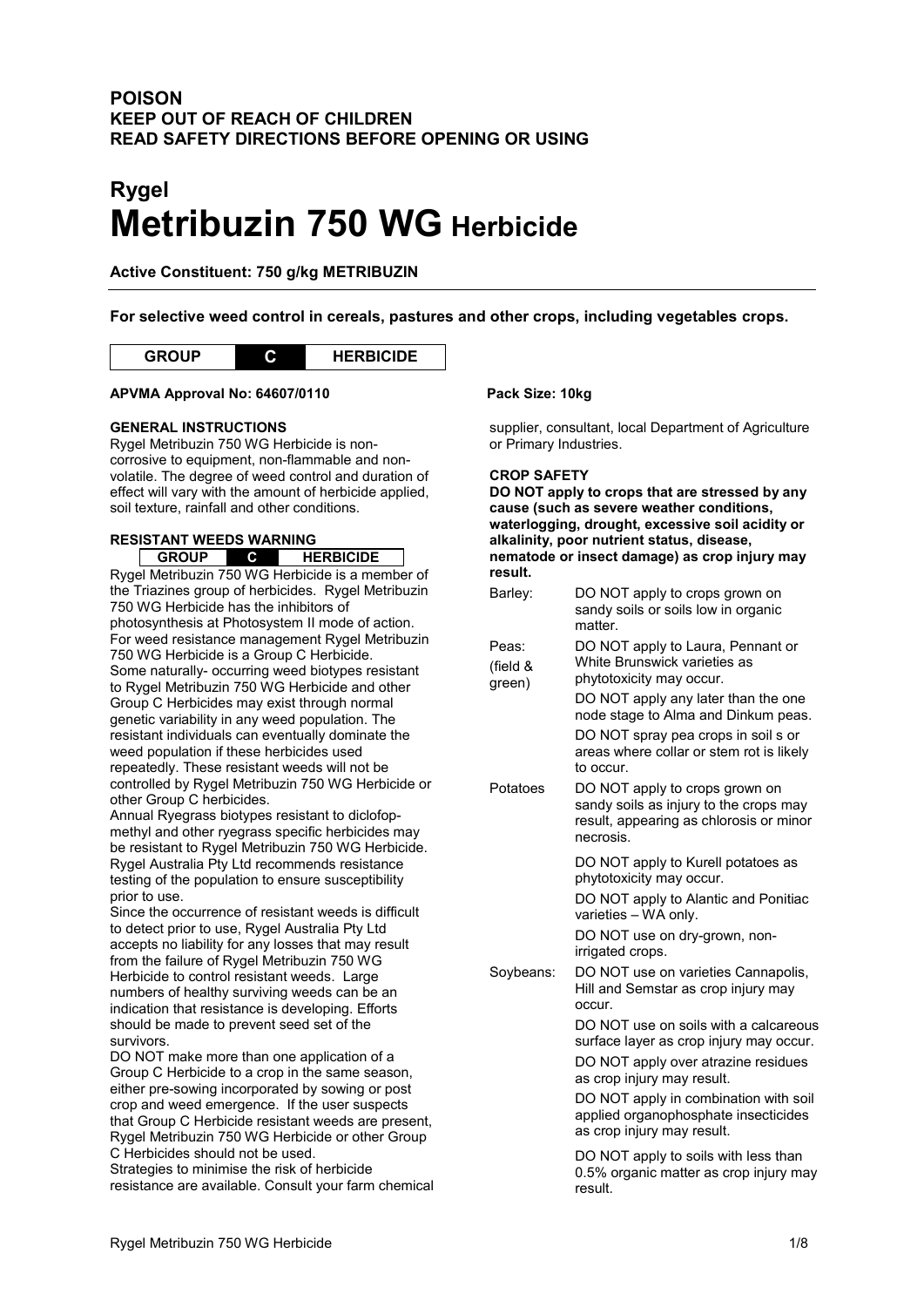**POISON**
**KEEP OUT OF REACH OF CHILDREN**
**READ SAFETY DIRECTIONS BEFORE OPENING OR USING**

# Rygel
# Metribuzin 750 WG Herbicide

**Active Constituent: 750 g/kg METRIBUZIN**

**For selective weed control in cereals, pastures and other crops, including vegetables crops.**

| GROUP | C | HERBICIDE |
|---|---|---|

**APVMA Approval No: 64607/0110**

**Pack Size: 10kg**

### GENERAL INSTRUCTIONS

Rygel Metribuzin 750 WG Herbicide is non-corrosive to equipment, non-flammable and non-volatile. The degree of weed control and duration of effect will vary with the amount of herbicide applied, soil texture, rainfall and other conditions.

### RESISTANT WEEDS WARNING

| GROUP | C | HERBICIDE |
|---|---|---|

Rygel Metribuzin 750 WG Herbicide is a member of the Triazines group of herbicides. Rygel Metribuzin 750 WG Herbicide has the inhibitors of photosynthesis at Photosystem II mode of action. For weed resistance management Rygel Metribuzin 750 WG Herbicide is a Group C Herbicide. Some naturally- occurring weed biotypes resistant to Rygel Metribuzin 750 WG Herbicide and other Group C Herbicides may exist through normal genetic variability in any weed population. The resistant individuals can eventually dominate the weed population if these herbicides used repeatedly. These resistant weeds will not be controlled by Rygel Metribuzin 750 WG Herbicide or other Group C herbicides.

Annual Ryegrass biotypes resistant to diclofop-methyl and other ryegrass specific herbicides may be resistant to Rygel Metribuzin 750 WG Herbicide. Rygel Australia Pty Ltd recommends resistance testing of the population to ensure susceptibility prior to use.

Since the occurrence of resistant weeds is difficult to detect prior to use, Rygel Australia Pty Ltd accepts no liability for any losses that may result from the failure of Rygel Metribuzin 750 WG Herbicide to control resistant weeds. Large numbers of healthy surviving weeds can be an indication that resistance is developing. Efforts should be made to prevent seed set of the survivors.

DO NOT make more than one application of a Group C Herbicide to a crop in the same season, either pre-sowing incorporated by sowing or post crop and weed emergence. If the user suspects that Group C Herbicide resistant weeds are present, Rygel Metribuzin 750 WG Herbicide or other Group C Herbicides should not be used.

Strategies to minimise the risk of herbicide resistance are available. Consult your farm chemical supplier, consultant, local Department of Agriculture or Primary Industries.

### CROP SAFETY

**DO NOT apply to crops that are stressed by any cause (such as severe weather conditions, waterlogging, drought, excessive soil acidity or alkalinity, poor nutrient status, disease, nematode or insect damage) as crop injury may result.**

| | |
|---|---|
| Barley: | DO NOT apply to crops grown on sandy soils or soils low in organic matter. |
| Peas: (field & green) | DO NOT apply to Laura, Pennant or White Brunswick varieties as phytotoxicity may occur. |
| | DO NOT apply any later than the one node stage to Alma and Dinkum peas. |
| | DO NOT spray pea crops in soil s or areas where collar or stem rot is likely to occur. |
| Potatoes | DO NOT apply to crops grown on sandy soils as injury to the crops may result, appearing as chlorosis or minor necrosis. |
| | DO NOT apply to Kurell potatoes as phytotoxicity may occur. |
| | DO NOT apply to Alantic and Ponitiac varieties – WA only. |
| | DO NOT use on dry-grown, non-irrigated crops. |
| Soybeans: | DO NOT use on varieties Cannapolis, Hill and Semstar as crop injury may occur. |
| | DO NOT use on soils with a calcareous surface layer as crop injury may occur. |
| | DO NOT apply over atrazine residues as crop injury may result. |
| | DO NOT apply in combination with soil applied organophosphate insecticides as crop injury may result. |
| | DO NOT apply to soils with less than 0.5% organic matter as crop injury may result. |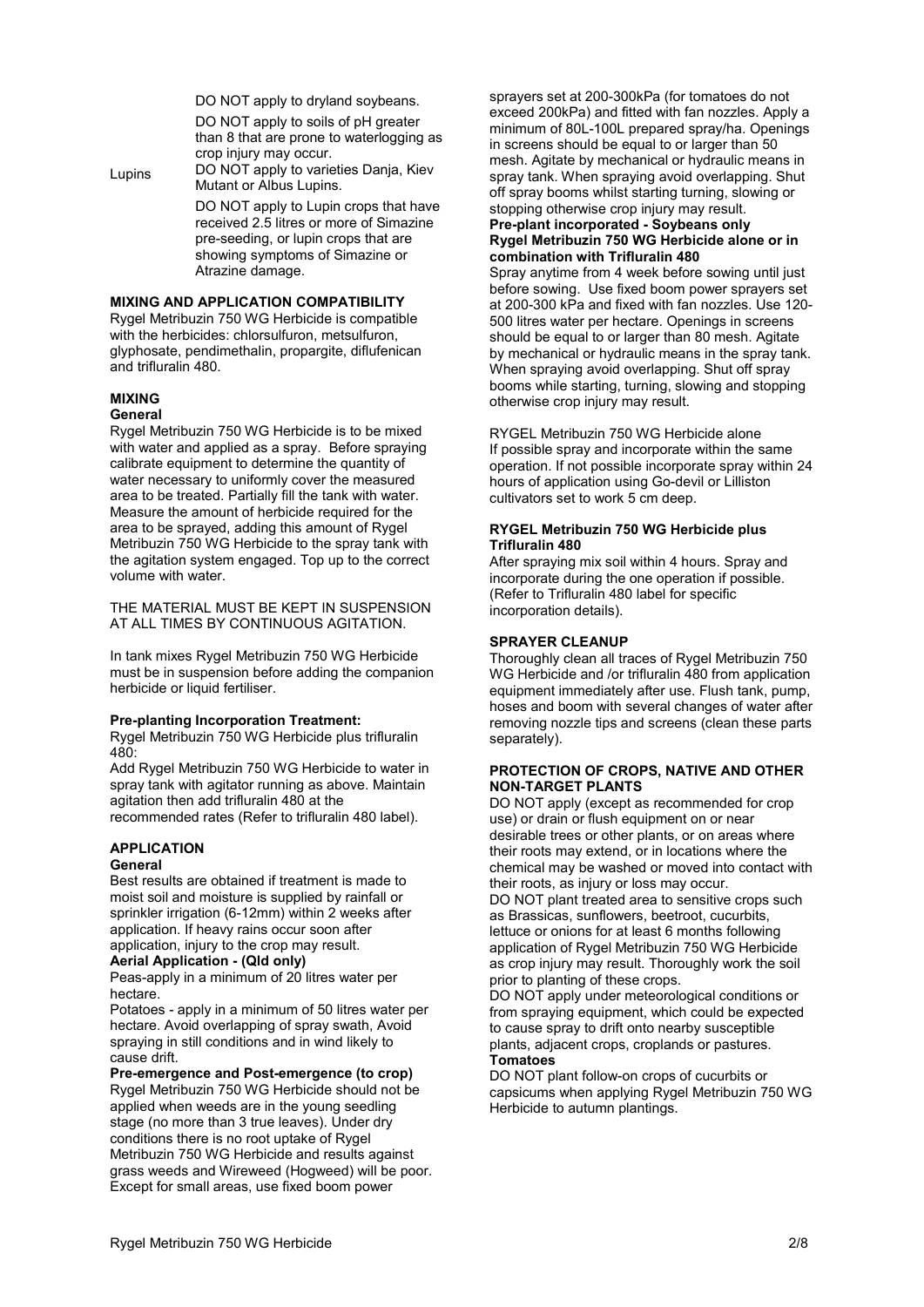| | |
|---|---|
| | DO NOT apply to dryland soybeans. |
| Lupins | DO NOT apply to soils of pH greater than 8 that are prone to waterlogging as crop injury may occur.<br>DO NOT apply to varieties Danja, Kiev Mutant or Albus Lupins.<br>DO NOT apply to Lupin crops that have received 2.5 litres or more of Simazine pre-seeding, or lupin crops that are showing symptoms of Simazine or Atrazine damage. |

## MIXING AND APPLICATION COMPATIBILITY

Rygel Metribuzin 750 WG Herbicide is compatible with the herbicides: chlorsulfuron, metsulfuron, glyphosate, pendimethalin, propargite, diflufenican and trifluralin 480.

## MIXING

### General

Rygel Metribuzin 750 WG Herbicide is to be mixed with water and applied as a spray. Before spraying calibrate equipment to determine the quantity of water necessary to uniformly cover the measured area to be treated. Partially fill the tank with water. Measure the amount of herbicide required for the area to be sprayed, adding this amount of Rygel Metribuzin 750 WG Herbicide to the spray tank with the agitation system engaged. Top up to the correct volume with water.

THE MATERIAL MUST BE KEPT IN SUSPENSION AT ALL TIMES BY CONTINUOUS AGITATION.

In tank mixes Rygel Metribuzin 750 WG Herbicide must be in suspension before adding the companion herbicide or liquid fertiliser.

**Pre-planting Incorporation Treatment:**

Rygel Metribuzin 750 WG Herbicide plus trifluralin 480:

Add Rygel Metribuzin 750 WG Herbicide to water in spray tank with agitator running as above. Maintain agitation then add trifluralin 480 at the recommended rates (Refer to trifluralin 480 label).

## APPLICATION

### General

Best results are obtained if treatment is made to moist soil and moisture is supplied by rainfall or sprinkler irrigation (6-12mm) within 2 weeks after application. If heavy rains occur soon after application, injury to the crop may result.

**Aerial Application - (Qld only)**

Peas-apply in a minimum of 20 litres water per hectare.

Potatoes - apply in a minimum of 50 litres water per hectare. Avoid overlapping of spray swath, Avoid spraying in still conditions and in wind likely to cause drift.

**Pre-emergence and Post-emergence (to crop)**

Rygel Metribuzin 750 WG Herbicide should not be applied when weeds are in the young seedling stage (no more than 3 true leaves). Under dry conditions there is no root uptake of Rygel Metribuzin 750 WG Herbicide and results against grass weeds and Wireweed (Hogweed) will be poor. Except for small areas, use fixed boom power sprayers set at 200-300kPa (for tomatoes do not exceed 200kPa) and fitted with fan nozzles. Apply a minimum of 80L-100L prepared spray/ha. Openings in screens should be equal to or larger than 50 mesh. Agitate by mechanical or hydraulic means in spray tank. When spraying avoid overlapping. Shut off spray booms whilst starting turning, slowing or stopping otherwise crop injury may result.

**Pre-plant incorporated - Soybeans only**
**Rygel Metribuzin 750 WG Herbicide alone or in combination with Trifluralin 480**

Spray anytime from 4 week before sowing until just before sowing. Use fixed boom power sprayers set at 200-300 kPa and fixed with fan nozzles. Use 120-500 litres water per hectare. Openings in screens should be equal to or larger than 80 mesh. Agitate by mechanical or hydraulic means in the spray tank. When spraying avoid overlapping. Shut off spray booms while starting, turning, slowing and stopping otherwise crop injury may result.

RYGEL Metribuzin 750 WG Herbicide alone

If possible spray and incorporate within the same operation. If not possible incorporate spray within 24 hours of application using Go-devil or Lilliston cultivators set to work 5 cm deep.

**RYGEL Metribuzin 750 WG Herbicide plus Trifluralin 480**

After spraying mix soil within 4 hours. Spray and incorporate during the one operation if possible. (Refer to Trifluralin 480 label for specific incorporation details).

## SPRAYER CLEANUP

Thoroughly clean all traces of Rygel Metribuzin 750 WG Herbicide and /or trifluralin 480 from application equipment immediately after use. Flush tank, pump, hoses and boom with several changes of water after removing nozzle tips and screens (clean these parts separately).

## PROTECTION OF CROPS, NATIVE AND OTHER NON-TARGET PLANTS

DO NOT apply (except as recommended for crop use) or drain or flush equipment on or near desirable trees or other plants, or on areas where their roots may extend, or in locations where the chemical may be washed or moved into contact with their roots, as injury or loss may occur.

DO NOT plant treated area to sensitive crops such as Brassicas, sunflowers, beetroot, cucurbits, lettuce or onions for at least 6 months following application of Rygel Metribuzin 750 WG Herbicide as crop injury may result. Thoroughly work the soil prior to planting of these crops.

DO NOT apply under meteorological conditions or from spraying equipment, which could be expected to cause spray to drift onto nearby susceptible plants, adjacent crops, croplands or pastures.

**Tomatoes**

DO NOT plant follow-on crops of cucurbits or capsicums when applying Rygel Metribuzin 750 WG Herbicide to autumn plantings.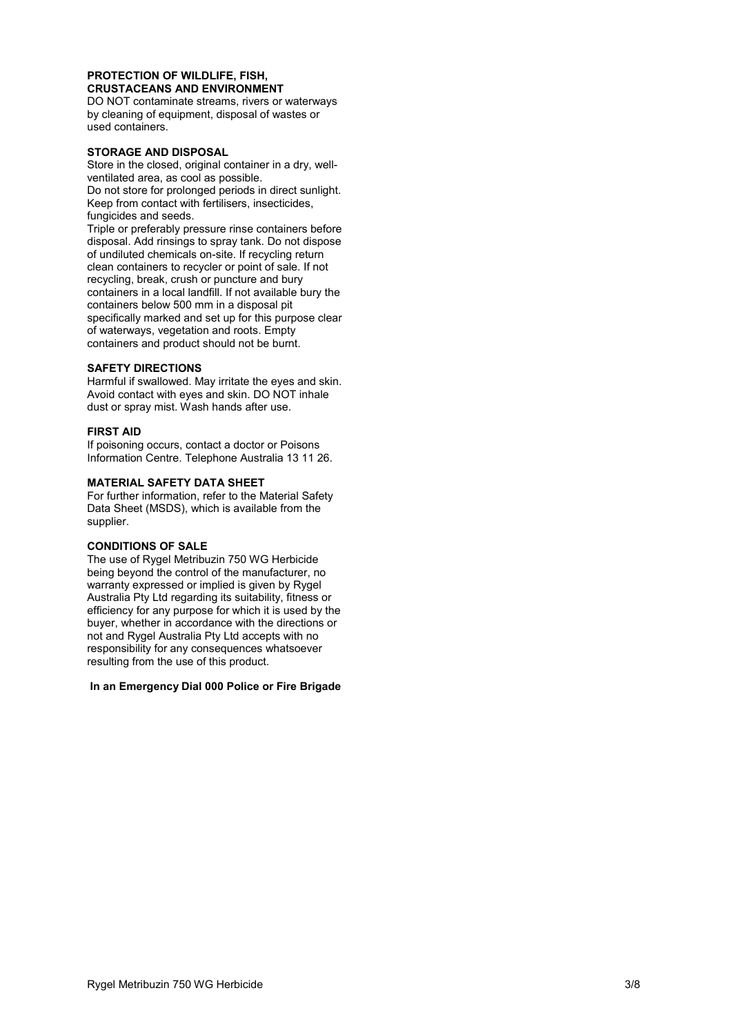## PROTECTION OF WILDLIFE, FISH, CRUSTACEANS AND ENVIRONMENT

DO NOT contaminate streams, rivers or waterways by cleaning of equipment, disposal of wastes or used containers.

## STORAGE AND DISPOSAL

Store in the closed, original container in a dry, well-ventilated area, as cool as possible.
Do not store for prolonged periods in direct sunlight.
Keep from contact with fertilisers, insecticides, fungicides and seeds.
Triple or preferably pressure rinse containers before disposal. Add rinsings to spray tank. Do not dispose of undiluted chemicals on-site. If recycling return clean containers to recycler or point of sale. If not recycling, break, crush or puncture and bury containers in a local landfill. If not available bury the containers below 500 mm in a disposal pit specifically marked and set up for this purpose clear of waterways, vegetation and roots. Empty containers and product should not be burnt.

## SAFETY DIRECTIONS

Harmful if swallowed. May irritate the eyes and skin. Avoid contact with eyes and skin. DO NOT inhale dust or spray mist. Wash hands after use.

## FIRST AID

If poisoning occurs, contact a doctor or Poisons Information Centre. Telephone Australia 13 11 26.

## MATERIAL SAFETY DATA SHEET

For further information, refer to the Material Safety Data Sheet (MSDS), which is available from the supplier.

## CONDITIONS OF SALE

The use of Rygel Metribuzin 750 WG Herbicide being beyond the control of the manufacturer, no warranty expressed or implied is given by Rygel Australia Pty Ltd regarding its suitability, fitness or efficiency for any purpose for which it is used by the buyer, whether in accordance with the directions or not and Rygel Australia Pty Ltd accepts with no responsibility for any consequences whatsoever resulting from the use of this product.

**In an Emergency Dial 000 Police or Fire Brigade**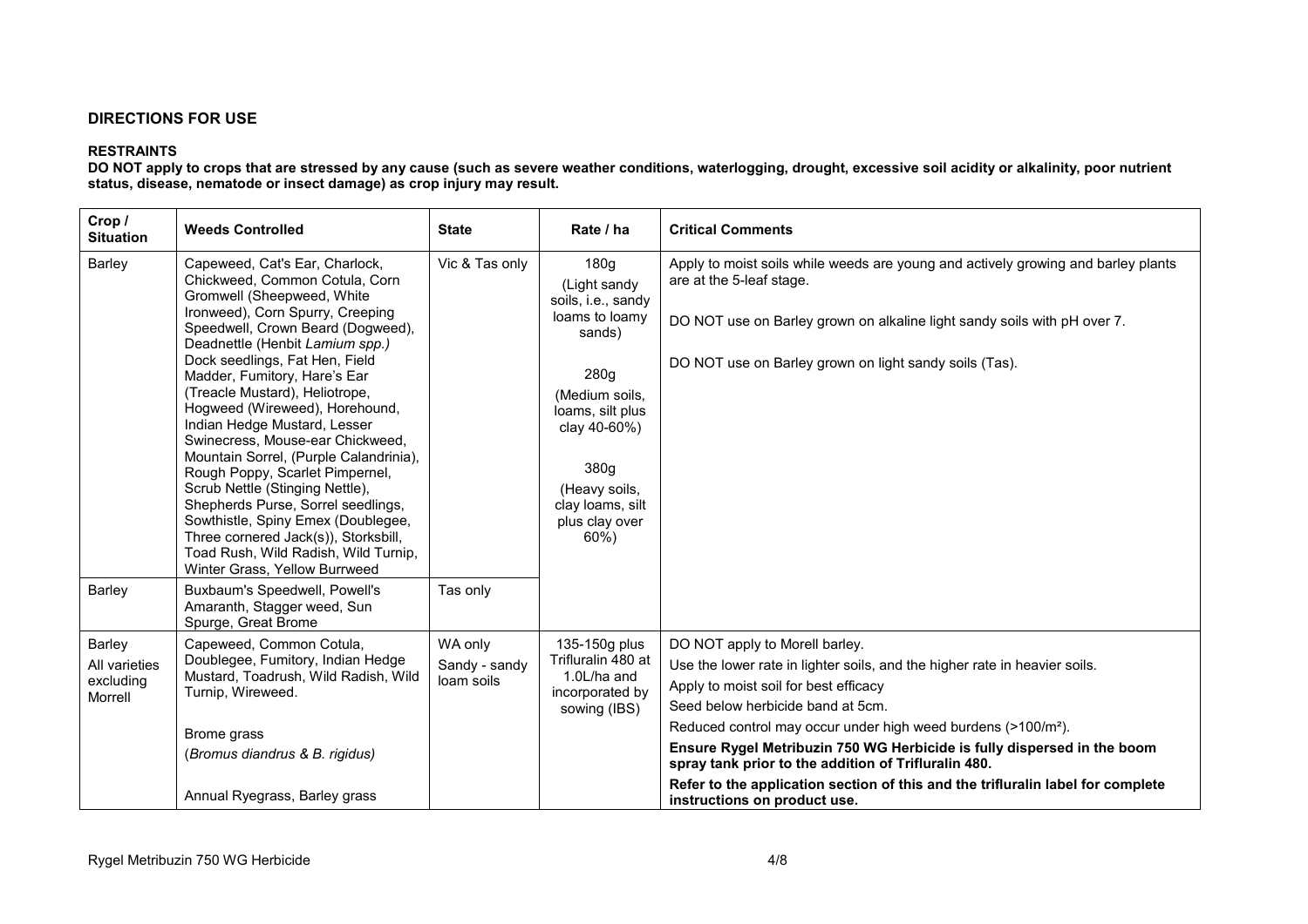## DIRECTIONS FOR USE

### RESTRAINTS

**DO NOT apply to crops that are stressed by any cause (such as severe weather conditions, waterlogging, drought, excessive soil acidity or alkalinity, poor nutrient status, disease, nematode or insect damage) as crop injury may result.**

| Crop / Situation | Weeds Controlled | State | Rate / ha | Critical Comments |
|---|---|---|---|---|
| Barley | Capeweed, Cat's Ear, Charlock, Chickweed, Common Cotula, Corn Gromwell (Sheepweed, White Ironweed), Corn Spurry, Creeping Speedwell, Crown Beard (Dogweed), Deadnettle (Henbit *Lamium spp.)* Dock seedlings, Fat Hen, Field Madder, Fumitory, Hare's Ear (Treacle Mustard), Heliotrope, Hogweed (Wireweed), Horehound, Indian Hedge Mustard, Lesser Swinecress, Mouse-ear Chickweed, Mountain Sorrel, (Purple Calandrinia), Rough Poppy, Scarlet Pimpernel, Scrub Nettle (Stinging Nettle), Shepherds Purse, Sorrel seedlings, Sowthistle, Spiny Emex (Doublegee, Three cornered Jack(s)), Storksbill, Toad Rush, Wild Radish, Wild Turnip, Winter Grass, Yellow Burrweed | Vic & Tas only | 180g (Light sandy soils, i.e., sandy loams to loamy sands)<br><br>280g (Medium soils, loams, silt plus clay 40-60%)<br><br>380g (Heavy soils, clay loams, silt plus clay over 60%) | Apply to moist soils while weeds are young and actively growing and barley plants are at the 5-leaf stage.<br><br>DO NOT use on Barley grown on alkaline light sandy soils with pH over 7.<br><br>DO NOT use on Barley grown on light sandy soils (Tas). |
| Barley | Buxbaum's Speedwell, Powell's Amaranth, Stagger weed, Sun Spurge, Great Brome | Tas only | | |
| Barley<br>All varieties excluding Morrell | Capeweed, Common Cotula, Doublegee, Fumitory, Indian Hedge Mustard, Toadrush, Wild Radish, Wild Turnip, Wireweed.<br><br>Brome grass<br>(*Bromus diandrus & B. rigidus*)<br><br>Annual Ryegrass, Barley grass | WA only<br>Sandy - sandy loam soils | 135-150g plus Trifluralin 480 at 1.0L/ha and incorporated by sowing (IBS) | DO NOT apply to Morell barley.<br>Use the lower rate in lighter soils, and the higher rate in heavier soils.<br>Apply to moist soil for best efficacy<br>Seed below herbicide band at 5cm.<br>Reduced control may occur under high weed burdens (>100/m²).<br>**Ensure Rygel Metribuzin 750 WG Herbicide is fully dispersed in the boom spray tank prior to the addition of Trifluralin 480.**<br>**Refer to the application section of this and the trifluralin label for complete instructions on product use.** |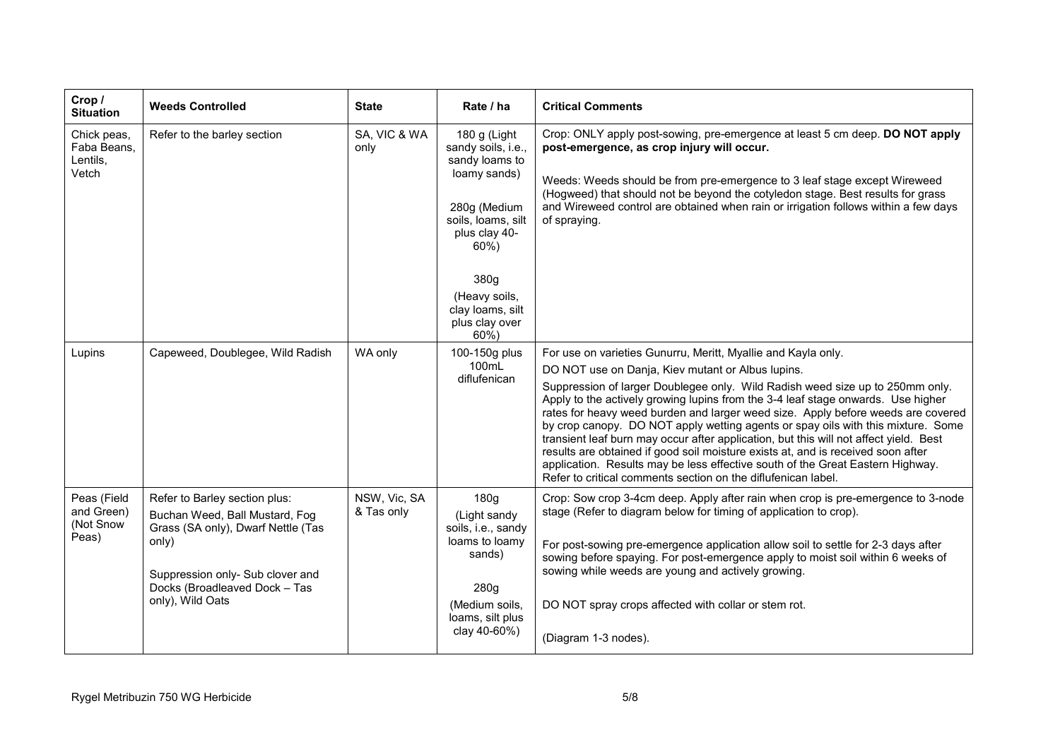| Crop / Situation | Weeds Controlled | State | Rate / ha | Critical Comments |
|---|---|---|---|---|
| Chick peas, Faba Beans, Lentils, Vetch | Refer to the barley section | SA, VIC & WA only | 180 g (Light sandy soils, i.e., sandy loams to loamy sands)<br><br>280g (Medium soils, loams, silt plus clay 40-60%)<br><br>380g<br>(Heavy soils, clay loams, silt plus clay over 60%) | Crop: ONLY apply post-sowing, pre-emergence at least 5 cm deep. **DO NOT apply post-emergence, as crop injury will occur.**<br><br>Weeds: Weeds should be from pre-emergence to 3 leaf stage except Wireweed (Hogweed) that should not be beyond the cotyledon stage. Best results for grass and Wireweed control are obtained when rain or irrigation follows within a few days of spraying. |
| Lupins | Capeweed, Doublegee, Wild Radish | WA only | 100-150g plus 100mL diflufenican | For use on varieties Gunurru, Meritt, Myallie and Kayla only.<br>DO NOT use on Danja, Kiev mutant or Albus lupins.<br>Suppression of larger Doublegee only. Wild Radish weed size up to 250mm only. Apply to the actively growing lupins from the 3-4 leaf stage onwards. Use higher rates for heavy weed burden and larger weed size. Apply before weeds are covered by crop canopy. DO NOT apply wetting agents or spay oils with this mixture. Some transient leaf burn may occur after application, but this will not affect yield. Best results are obtained if good soil moisture exists at, and is received soon after application. Results may be less effective south of the Great Eastern Highway. Refer to critical comments section on the diflufenican label. |
| Peas (Field and Green) (Not Snow Peas) | Refer to Barley section plus:<br>Buchan Weed, Ball Mustard, Fog Grass (SA only), Dwarf Nettle (Tas only)<br><br>Suppression only- Sub clover and Docks (Broadleaved Dock – Tas only), Wild Oats | NSW, Vic, SA & Tas only | 180g<br>(Light sandy soils, i.e., sandy loams to loamy sands)<br><br>280g<br>(Medium soils, loams, silt plus clay 40-60%) | Crop: Sow crop 3-4cm deep. Apply after rain when crop is pre-emergence to 3-node stage (Refer to diagram below for timing of application to crop).<br><br>For post-sowing pre-emergence application allow soil to settle for 2-3 days after sowing before spaying. For post-emergence apply to moist soil within 6 weeks of sowing while weeds are young and actively growing.<br><br>DO NOT spray crops affected with collar or stem rot.<br><br>(Diagram 1-3 nodes). |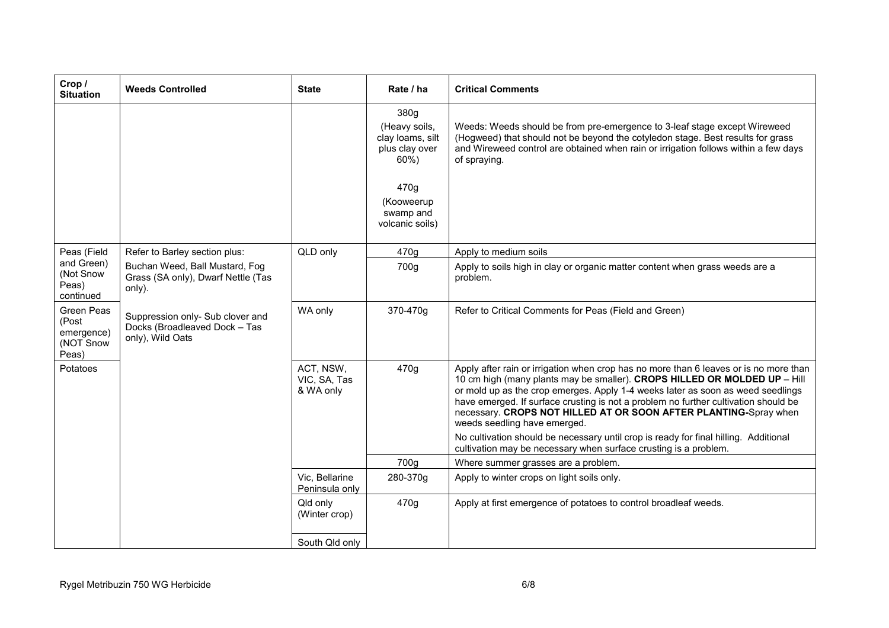| Crop / Situation | Weeds Controlled | State | Rate / ha | Critical Comments |
|---|---|---|---|---|
| | | | 380g (Heavy soils, clay loams, silt plus clay over 60%) 470g (Kooweerup swamp and volcanic soils) | Weeds: Weeds should be from pre-emergence to 3-leaf stage except Wireweed (Hogweed) that should not be beyond the cotyledon stage. Best results for grass and Wireweed control are obtained when rain or irrigation follows within a few days of spraying. |
| Peas (Field and Green) (Not Snow Peas) continued | Refer to Barley section plus: Buchan Weed, Ball Mustard, Fog Grass (SA only), Dwarf Nettle (Tas only). Suppression only- Sub clover and Docks (Broadleaved Dock – Tas only), Wild Oats | QLD only | 470g | Apply to medium soils |
| | | | 700g | Apply to soils high in clay or organic matter content when grass weeds are a problem. |
| Green Peas (Post emergence) (NOT Snow Peas) | | WA only | 370-470g | Refer to Critical Comments for Peas (Field and Green) |
| Potatoes | | ACT, NSW, VIC, SA, Tas & WA only | 470g | Apply after rain or irrigation when crop has no more than 6 leaves or is no more than 10 cm high (many plants may be smaller). **CROPS HILLED OR MOLDED UP** – Hill or mold up as the crop emerges. Apply 1-4 weeks later as soon as weed seedlings have emerged. If surface crusting is not a problem no further cultivation should be necessary. **CROPS NOT HILLED AT OR SOON AFTER PLANTING-**Spray when weeds seedling have emerged. No cultivation should be necessary until crop is ready for final hilling. Additional cultivation may be necessary when surface crusting is a problem. |
| | | | 700g | Where summer grasses are a problem. |
| | | Vic, Bellarine Peninsula only | 280-370g | Apply to winter crops on light soils only. |
| | | Qld only (Winter crop) South Qld only | 470g | Apply at first emergence of potatoes to control broadleaf weeds. |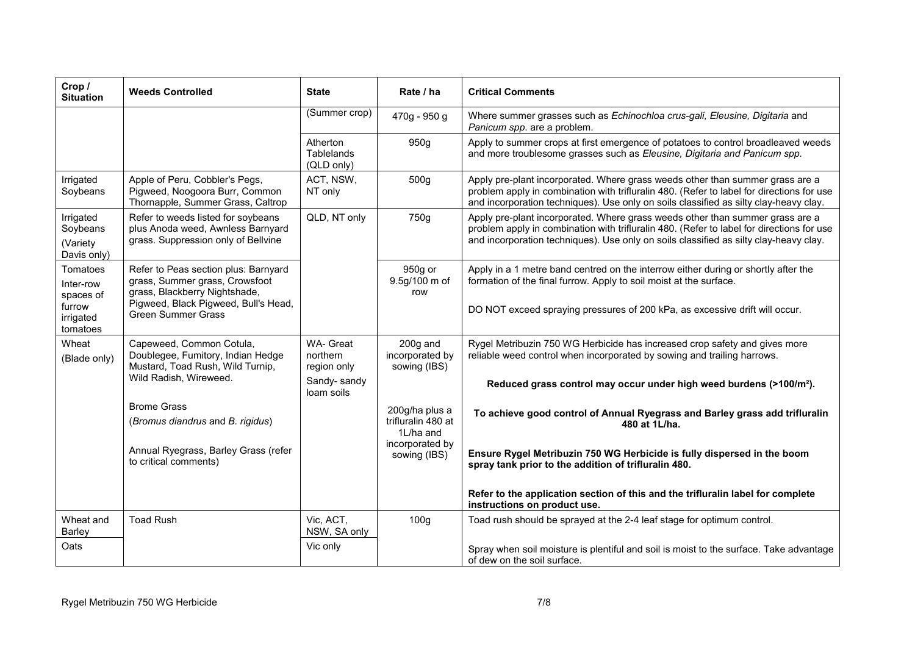| Crop / Situation | Weeds Controlled | State | Rate / ha | Critical Comments |
|---|---|---|---|---|
| | | (Summer crop) | 470g - 950 g | Where summer grasses such as *Echinochloa crus-gali, Eleusine, Digitaria* and *Panicum spp*. are a problem. |
| | | Atherton Tablelands (QLD only) | 950g | Apply to summer crops at first emergence of potatoes to control broadleaved weeds and more troublesome grasses such as *Eleusine, Digitaria and Panicum spp.* |
| Irrigated Soybeans | Apple of Peru, Cobbler's Pegs, Pigweed, Noogoora Burr, Common Thornapple, Summer Grass, Caltrop | ACT, NSW, NT only | 500g | Apply pre-plant incorporated. Where grass weeds other than summer grass are a problem apply in combination with trifluralin 480. (Refer to label for directions for use and incorporation techniques). Use only on soils classified as silty clay-heavy clay. |
| Irrigated Soybeans (Variety Davis only) | Refer to weeds listed for soybeans plus Anoda weed, Awnless Barnyard grass. Suppression only of Bellvine | QLD, NT only | 750g | Apply pre-plant incorporated. Where grass weeds other than summer grass are a problem apply in combination with trifluralin 480. (Refer to label for directions for use and incorporation techniques). Use only on soils classified as silty clay-heavy clay. |
| Tomatoes Inter-row spaces of furrow irrigated tomatoes | Refer to Peas section plus: Barnyard grass, Summer grass, Crowsfoot grass, Blackberry Nightshade, Pigweed, Black Pigweed, Bull's Head, Green Summer Grass | | 950g or 9.5g/100 m of row | Apply in a 1 metre band centred on the interrow either during or shortly after the formation of the final furrow. Apply to soil moist at the surface.<br><br>DO NOT exceed spraying pressures of 200 kPa, as excessive drift will occur. |
| Wheat (Blade only) | Capeweed, Common Cotula, Doublegee, Fumitory, Indian Hedge Mustard, Toad Rush, Wild Turnip, Wild Radish, Wireweed.<br><br>Brome Grass (*Bromus diandrus* and *B. rigidus*)<br><br>Annual Ryegrass, Barley Grass (refer to critical comments) | WA- Great northern region only<br><br>Sandy- sandy loam soils | 200g and incorporated by sowing (IBS)<br><br>200g/ha plus a trifluralin 480 at 1L/ha and incorporated by sowing (IBS) | Rygel Metribuzin 750 WG Herbicide has increased crop safety and gives more reliable weed control when incorporated by sowing and trailing harrows.<br><br>**Reduced grass control may occur under high weed burdens (>100/m²).**<br><br>**To achieve good control of Annual Ryegrass and Barley grass add trifluralin 480 at 1L/ha.**<br><br>**Ensure Rygel Metribuzin 750 WG Herbicide is fully dispersed in the boom spray tank prior to the addition of trifluralin 480.**<br><br>**Refer to the application section of this and the trifluralin label for complete instructions on product use.** |
| Wheat and Barley | Toad Rush | Vic, ACT, NSW, SA only | 100g | Toad rush should be sprayed at the 2-4 leaf stage for optimum control.<br><br>Spray when soil moisture is plentiful and soil is moist to the surface. Take advantage of dew on the soil surface. |
| Oats | | Vic only | | |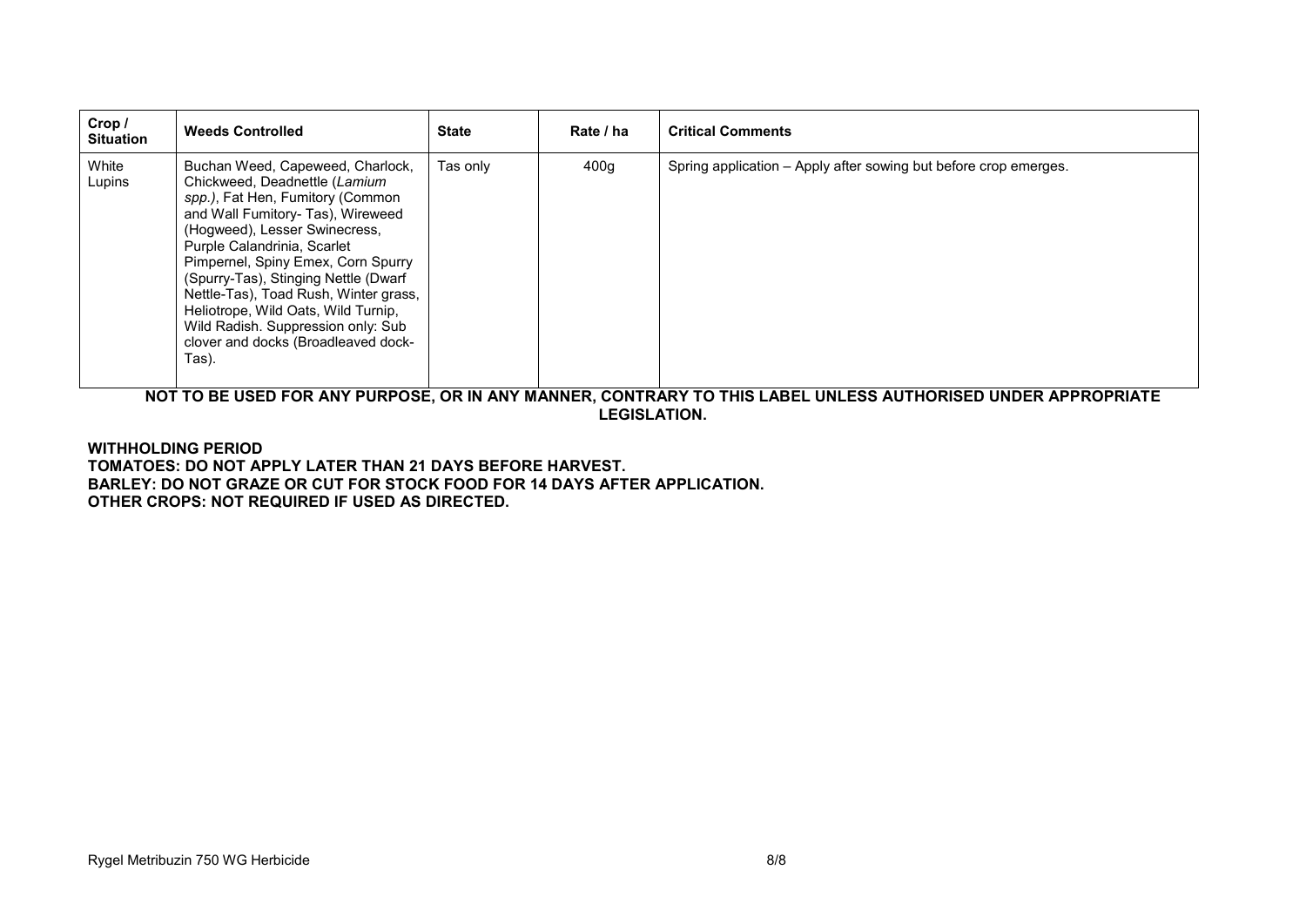| Crop / Situation | Weeds Controlled | State | Rate / ha | Critical Comments |
|---|---|---|---|---|
| White Lupins | Buchan Weed, Capeweed, Charlock, Chickweed, Deadnettle (*Lamium spp.)*, Fat Hen, Fumitory (Common and Wall Fumitory- Tas), Wireweed (Hogweed), Lesser Swinecress, Purple Calandrinia, Scarlet Pimpernel, Spiny Emex, Corn Spurry (Spurry-Tas), Stinging Nettle (Dwarf Nettle-Tas), Toad Rush, Winter grass, Heliotrope, Wild Oats, Wild Turnip, Wild Radish. Suppression only: Sub clover and docks (Broadleaved dock-Tas). | Tas only | 400g | Spring application – Apply after sowing but before crop emerges. |

**NOT TO BE USED FOR ANY PURPOSE, OR IN ANY MANNER, CONTRARY TO THIS LABEL UNLESS AUTHORISED UNDER APPROPRIATE LEGISLATION.**

**WITHHOLDING PERIOD**
**TOMATOES: DO NOT APPLY LATER THAN 21 DAYS BEFORE HARVEST.**
**BARLEY: DO NOT GRAZE OR CUT FOR STOCK FOOD FOR 14 DAYS AFTER APPLICATION.**
**OTHER CROPS: NOT REQUIRED IF USED AS DIRECTED.**